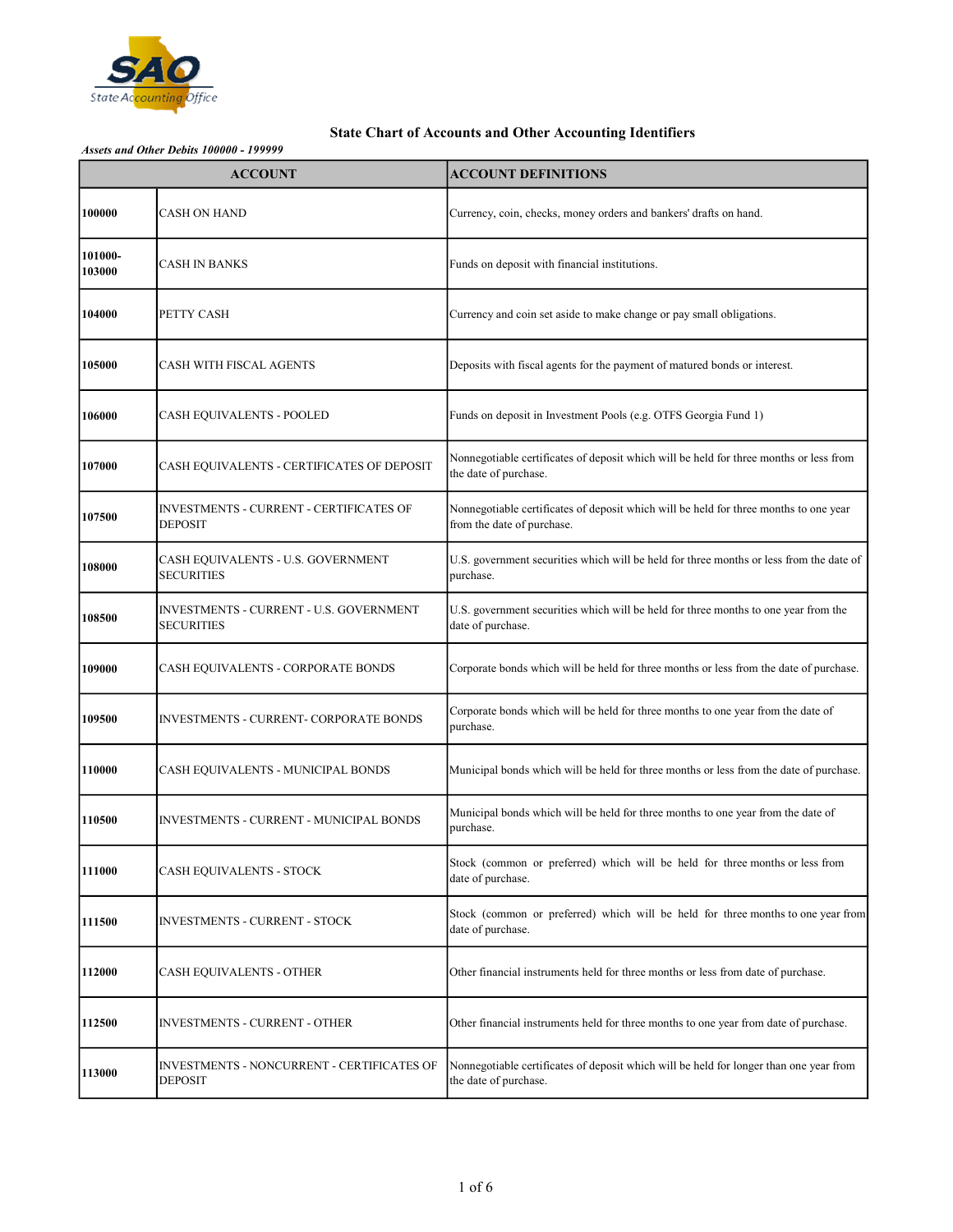# State Chart of Accounts and Other Accounting Identifiers

*Assets and Other Debits 100000 - 199999*

| ACCOUNT | | ACCOUNT DEFINITIONS |
|---|---|---|
| **100000** | CASH ON HAND | Currency, coin, checks, money orders and bankers' drafts on hand. |
| **101000-103000** | CASH IN BANKS | Funds on deposit with financial institutions. |
| **104000** | PETTY CASH | Currency and coin set aside to make change or pay small obligations. |
| **105000** | CASH WITH FISCAL AGENTS | Deposits with fiscal agents for the payment of matured bonds or interest. |
| **106000** | CASH EQUIVALENTS - POOLED | Funds on deposit in Investment Pools (e.g. OTFS Georgia Fund 1) |
| **107000** | CASH EQUIVALENTS - CERTIFICATES OF DEPOSIT | Nonnegotiable certificates of deposit which will be held for three months or less from the date of purchase. |
| **107500** | INVESTMENTS - CURRENT - CERTIFICATES OF DEPOSIT | Nonnegotiable certificates of deposit which will be held for three months to one year from the date of purchase. |
| **108000** | CASH EQUIVALENTS - U.S. GOVERNMENT SECURITIES | U.S. government securities which will be held for three months or less from the date of purchase. |
| **108500** | INVESTMENTS - CURRENT - U.S. GOVERNMENT SECURITIES | U.S. government securities which will be held for three months to one year from the date of purchase. |
| **109000** | CASH EQUIVALENTS - CORPORATE BONDS | Corporate bonds which will be held for three months or less from the date of purchase. |
| **109500** | INVESTMENTS - CURRENT- CORPORATE BONDS | Corporate bonds which will be held for three months to one year from the date of purchase. |
| **110000** | CASH EQUIVALENTS - MUNICIPAL BONDS | Municipal bonds which will be held for three months or less from the date of purchase. |
| **110500** | INVESTMENTS - CURRENT - MUNICIPAL BONDS | Municipal bonds which will be held for three months to one year from the date of purchase. |
| **111000** | CASH EQUIVALENTS - STOCK | Stock (common or preferred) which will be held for three months or less from date of purchase. |
| **111500** | INVESTMENTS - CURRENT - STOCK | Stock (common or preferred) which will be held for three months to one year from date of purchase. |
| **112000** | CASH EQUIVALENTS - OTHER | Other financial instruments held for three months or less from date of purchase. |
| **112500** | INVESTMENTS - CURRENT - OTHER | Other financial instruments held for three months to one year from date of purchase. |
| **113000** | INVESTMENTS - NONCURRENT - CERTIFICATES OF DEPOSIT | Nonnegotiable certificates of deposit which will be held for longer than one year from the date of purchase. |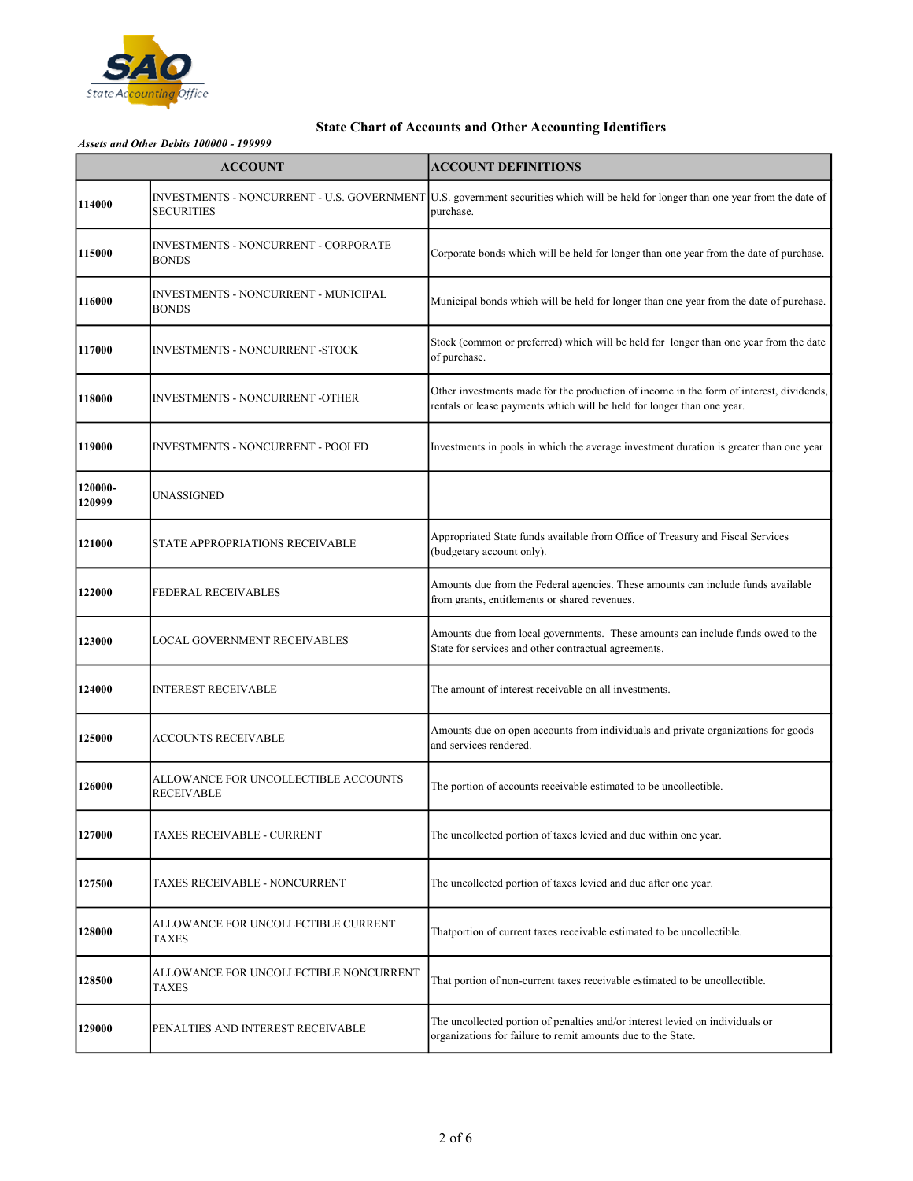## State Chart of Accounts and Other Accounting Identifiers

*Assets and Other Debits 100000 - 199999*

| ACCOUNT | | ACCOUNT DEFINITIONS |
|---|---|---|
| **114000** | INVESTMENTS - NONCURRENT - U.S. GOVERNMENT SECURITIES | U.S. government securities which will be held for longer than one year from the date of purchase. |
| **115000** | INVESTMENTS - NONCURRENT - CORPORATE BONDS | Corporate bonds which will be held for longer than one year from the date of purchase. |
| **116000** | INVESTMENTS - NONCURRENT - MUNICIPAL BONDS | Municipal bonds which will be held for longer than one year from the date of purchase. |
| **117000** | INVESTMENTS - NONCURRENT -STOCK | Stock (common or preferred) which will be held for longer than one year from the date of purchase. |
| **118000** | INVESTMENTS - NONCURRENT -OTHER | Other investments made for the production of income in the form of interest, dividends, rentals or lease payments which will be held for longer than one year. |
| **119000** | INVESTMENTS - NONCURRENT - POOLED | Investments in pools in which the average investment duration is greater than one year |
| **120000-120999** | UNASSIGNED | |
| **121000** | STATE APPROPRIATIONS RECEIVABLE | Appropriated State funds available from Office of Treasury and Fiscal Services (budgetary account only). |
| **122000** | FEDERAL RECEIVABLES | Amounts due from the Federal agencies. These amounts can include funds available from grants, entitlements or shared revenues. |
| **123000** | LOCAL GOVERNMENT RECEIVABLES | Amounts due from local governments. These amounts can include funds owed to the State for services and other contractual agreements. |
| **124000** | INTEREST RECEIVABLE | The amount of interest receivable on all investments. |
| **125000** | ACCOUNTS RECEIVABLE | Amounts due on open accounts from individuals and private organizations for goods and services rendered. |
| **126000** | ALLOWANCE FOR UNCOLLECTIBLE ACCOUNTS RECEIVABLE | The portion of accounts receivable estimated to be uncollectible. |
| **127000** | TAXES RECEIVABLE - CURRENT | The uncollected portion of taxes levied and due within one year. |
| **127500** | TAXES RECEIVABLE - NONCURRENT | The uncollected portion of taxes levied and due after one year. |
| **128000** | ALLOWANCE FOR UNCOLLECTIBLE CURRENT TAXES | Thatportion of current taxes receivable estimated to be uncollectible. |
| **128500** | ALLOWANCE FOR UNCOLLECTIBLE NONCURRENT TAXES | That portion of non-current taxes receivable estimated to be uncollectible. |
| **129000** | PENALTIES AND INTEREST RECEIVABLE | The uncollected portion of penalties and/or interest levied on individuals or organizations for failure to remit amounts due to the State. |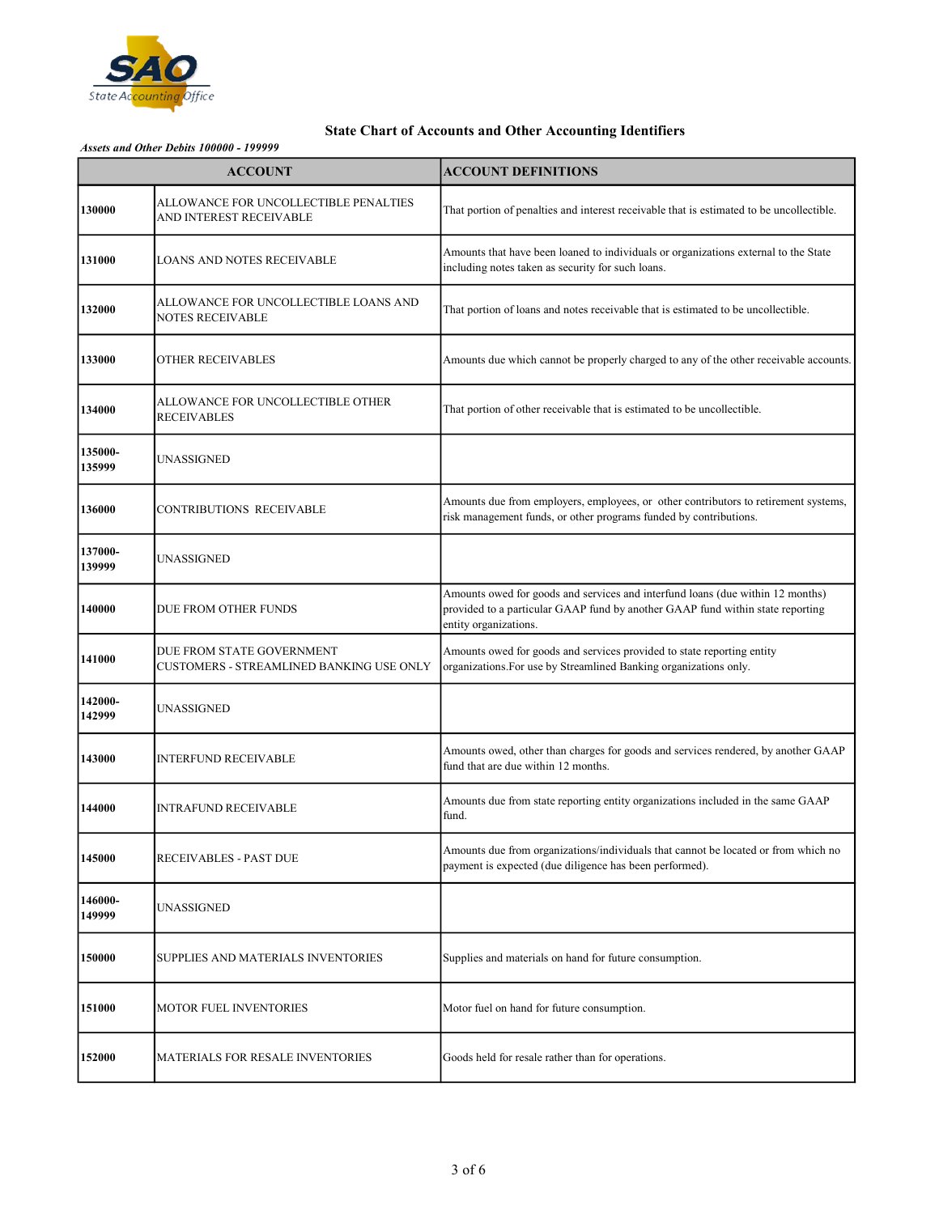SAO State Accounting Office

# State Chart of Accounts and Other Accounting Identifiers

*Assets and Other Debits 100000 - 199999*

| ACCOUNT | | ACCOUNT DEFINITIONS |
|---|---|---|
| **130000** | ALLOWANCE FOR UNCOLLECTIBLE PENALTIES AND INTEREST RECEIVABLE | That portion of penalties and interest receivable that is estimated to be uncollectible. |
| **131000** | LOANS AND NOTES RECEIVABLE | Amounts that have been loaned to individuals or organizations external to the State including notes taken as security for such loans. |
| **132000** | ALLOWANCE FOR UNCOLLECTIBLE LOANS AND NOTES RECEIVABLE | That portion of loans and notes receivable that is estimated to be uncollectible. |
| **133000** | OTHER RECEIVABLES | Amounts due which cannot be properly charged to any of the other receivable accounts. |
| **134000** | ALLOWANCE FOR UNCOLLECTIBLE OTHER RECEIVABLES | That portion of other receivable that is estimated to be uncollectible. |
| **135000-135999** | UNASSIGNED | |
| **136000** | CONTRIBUTIONS RECEIVABLE | Amounts due from employers, employees, or other contributors to retirement systems, risk management funds, or other programs funded by contributions. |
| **137000-139999** | UNASSIGNED | |
| **140000** | DUE FROM OTHER FUNDS | Amounts owed for goods and services and interfund loans (due within 12 months) provided to a particular GAAP fund by another GAAP fund within state reporting entity organizations. |
| **141000** | DUE FROM STATE GOVERNMENT CUSTOMERS - STREAMLINED BANKING USE ONLY | Amounts owed for goods and services provided to state reporting entity organizations.For use by Streamlined Banking organizations only. |
| **142000-142999** | UNASSIGNED | |
| **143000** | INTERFUND RECEIVABLE | Amounts owed, other than charges for goods and services rendered, by another GAAP fund that are due within 12 months. |
| **144000** | INTRAFUND RECEIVABLE | Amounts due from state reporting entity organizations included in the same GAAP fund. |
| **145000** | RECEIVABLES - PAST DUE | Amounts due from organizations/individuals that cannot be located or from which no payment is expected (due diligence has been performed). |
| **146000-149999** | UNASSIGNED | |
| **150000** | SUPPLIES AND MATERIALS INVENTORIES | Supplies and materials on hand for future consumption. |
| **151000** | MOTOR FUEL INVENTORIES | Motor fuel on hand for future consumption. |
| **152000** | MATERIALS FOR RESALE INVENTORIES | Goods held for resale rather than for operations. |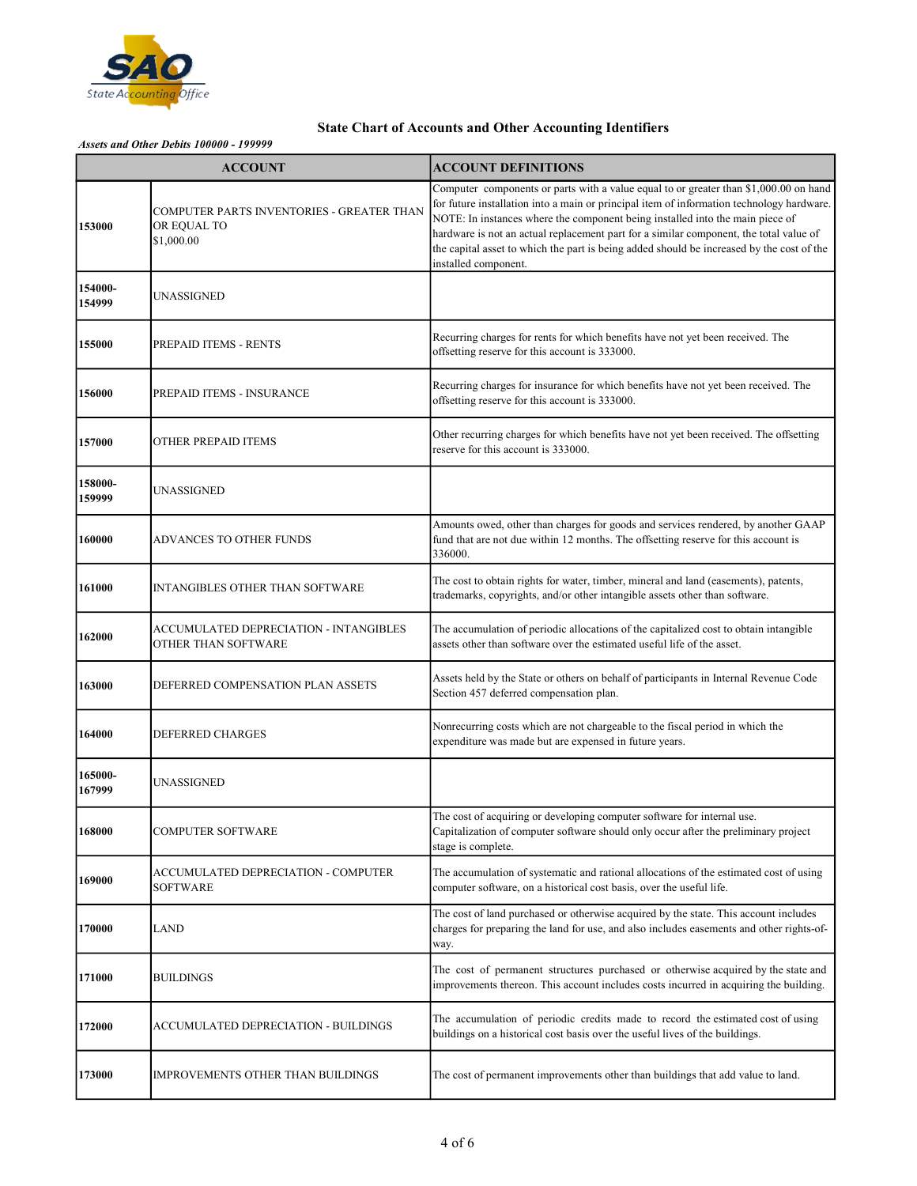## State Chart of Accounts and Other Accounting Identifiers

*Assets and Other Debits 100000 - 199999*

| ACCOUNT | | ACCOUNT DEFINITIONS |
|---|---|---|
| 153000 | COMPUTER PARTS INVENTORIES - GREATER THAN OR EQUAL TO $1,000.00 | Computer components or parts with a value equal to or greater than $1,000.00 on hand for future installation into a main or principal item of information technology hardware. NOTE: In instances where the component being installed into the main piece of hardware is not an actual replacement part for a similar component, the total value of the capital asset to which the part is being added should be increased by the cost of the installed component. |
| 154000-154999 | UNASSIGNED | |
| 155000 | PREPAID ITEMS - RENTS | Recurring charges for rents for which benefits have not yet been received. The offsetting reserve for this account is 333000. |
| 156000 | PREPAID ITEMS - INSURANCE | Recurring charges for insurance for which benefits have not yet been received. The offsetting reserve for this account is 333000. |
| 157000 | OTHER PREPAID ITEMS | Other recurring charges for which benefits have not yet been received. The offsetting reserve for this account is 333000. |
| 158000-159999 | UNASSIGNED | |
| 160000 | ADVANCES TO OTHER FUNDS | Amounts owed, other than charges for goods and services rendered, by another GAAP fund that are not due within 12 months. The offsetting reserve for this account is 336000. |
| 161000 | INTANGIBLES OTHER THAN SOFTWARE | The cost to obtain rights for water, timber, mineral and land (easements), patents, trademarks, copyrights, and/or other intangible assets other than software. |
| 162000 | ACCUMULATED DEPRECIATION - INTANGIBLES OTHER THAN SOFTWARE | The accumulation of periodic allocations of the capitalized cost to obtain intangible assets other than software over the estimated useful life of the asset. |
| 163000 | DEFERRED COMPENSATION PLAN ASSETS | Assets held by the State or others on behalf of participants in Internal Revenue Code Section 457 deferred compensation plan. |
| 164000 | DEFERRED CHARGES | Nonrecurring costs which are not chargeable to the fiscal period in which the expenditure was made but are expensed in future years. |
| 165000-167999 | UNASSIGNED | |
| 168000 | COMPUTER SOFTWARE | The cost of acquiring or developing computer software for internal use. Capitalization of computer software should only occur after the preliminary project stage is complete. |
| 169000 | ACCUMULATED DEPRECIATION - COMPUTER SOFTWARE | The accumulation of systematic and rational allocations of the estimated cost of using computer software, on a historical cost basis, over the useful life. |
| 170000 | LAND | The cost of land purchased or otherwise acquired by the state. This account includes charges for preparing the land for use, and also includes easements and other rights-of-way. |
| 171000 | BUILDINGS | The cost of permanent structures purchased or otherwise acquired by the state and improvements thereon. This account includes costs incurred in acquiring the building. |
| 172000 | ACCUMULATED DEPRECIATION - BUILDINGS | The accumulation of periodic credits made to record the estimated cost of using buildings on a historical cost basis over the useful lives of the buildings. |
| 173000 | IMPROVEMENTS OTHER THAN BUILDINGS | The cost of permanent improvements other than buildings that add value to land. |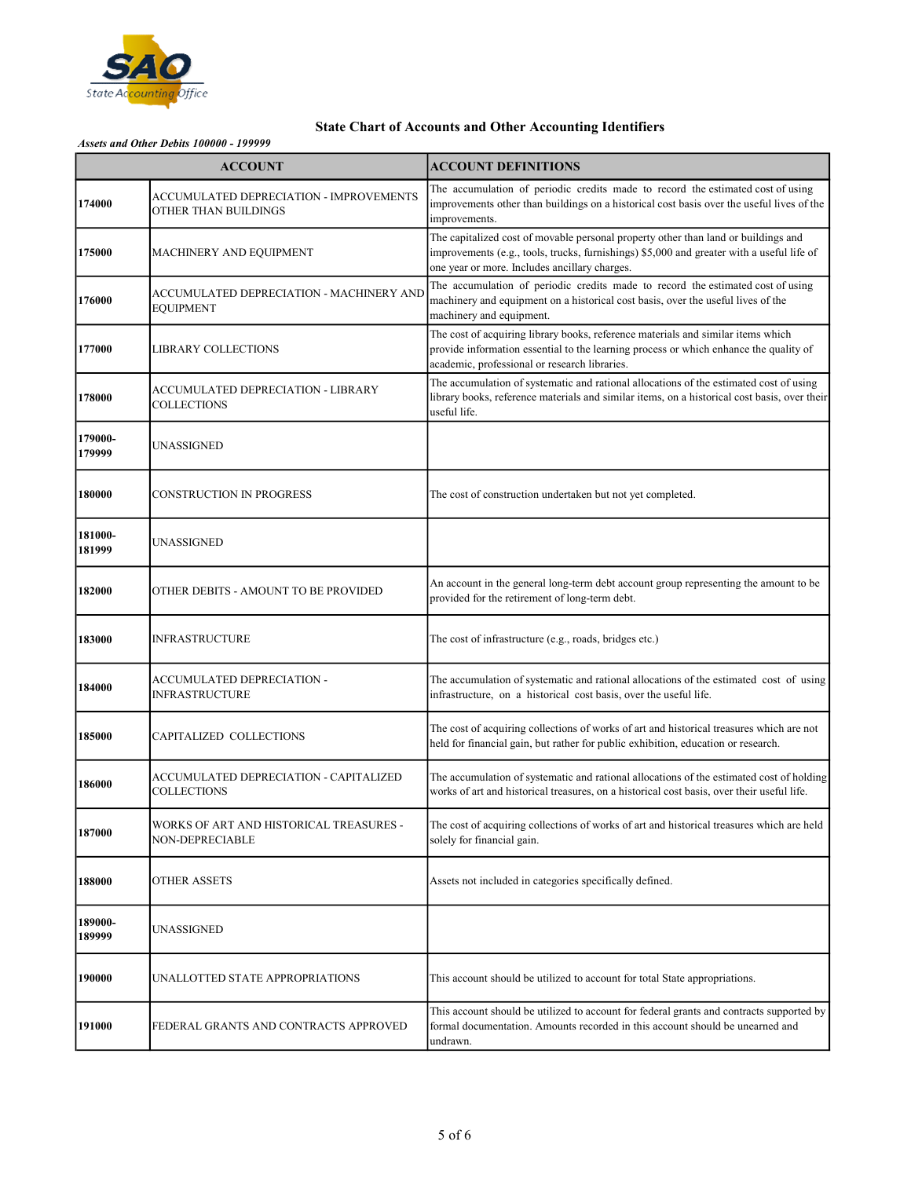## State Chart of Accounts and Other Accounting Identifiers

*Assets and Other Debits 100000 - 199999*

| ACCOUNT | | ACCOUNT DEFINITIONS |
|---|---|---|
| 174000 | ACCUMULATED DEPRECIATION - IMPROVEMENTS OTHER THAN BUILDINGS | The accumulation of periodic credits made to record the estimated cost of using improvements other than buildings on a historical cost basis over the useful lives of the improvements. |
| 175000 | MACHINERY AND EQUIPMENT | The capitalized cost of movable personal property other than land or buildings and improvements (e.g., tools, trucks, furnishings) $5,000 and greater with a useful life of one year or more. Includes ancillary charges. |
| 176000 | ACCUMULATED DEPRECIATION - MACHINERY AND EQUIPMENT | The accumulation of periodic credits made to record the estimated cost of using machinery and equipment on a historical cost basis, over the useful lives of the machinery and equipment. |
| 177000 | LIBRARY COLLECTIONS | The cost of acquiring library books, reference materials and similar items which provide information essential to the learning process or which enhance the quality of academic, professional or research libraries. |
| 178000 | ACCUMULATED DEPRECIATION - LIBRARY COLLECTIONS | The accumulation of systematic and rational allocations of the estimated cost of using library books, reference materials and similar items, on a historical cost basis, over their useful life. |
| 179000-179999 | UNASSIGNED | |
| 180000 | CONSTRUCTION IN PROGRESS | The cost of construction undertaken but not yet completed. |
| 181000-181999 | UNASSIGNED | |
| 182000 | OTHER DEBITS - AMOUNT TO BE PROVIDED | An account in the general long-term debt account group representing the amount to be provided for the retirement of long-term debt. |
| 183000 | INFRASTRUCTURE | The cost of infrastructure (e.g., roads, bridges etc.) |
| 184000 | ACCUMULATED DEPRECIATION - INFRASTRUCTURE | The accumulation of systematic and rational allocations of the estimated cost of using infrastructure, on a historical cost basis, over the useful life. |
| 185000 | CAPITALIZED COLLECTIONS | The cost of acquiring collections of works of art and historical treasures which are not held for financial gain, but rather for public exhibition, education or research. |
| 186000 | ACCUMULATED DEPRECIATION - CAPITALIZED COLLECTIONS | The accumulation of systematic and rational allocations of the estimated cost of holding works of art and historical treasures, on a historical cost basis, over their useful life. |
| 187000 | WORKS OF ART AND HISTORICAL TREASURES - NON-DEPRECIABLE | The cost of acquiring collections of works of art and historical treasures which are held solely for financial gain. |
| 188000 | OTHER ASSETS | Assets not included in categories specifically defined. |
| 189000-189999 | UNASSIGNED | |
| 190000 | UNALLOTTED STATE APPROPRIATIONS | This account should be utilized to account for total State appropriations. |
| 191000 | FEDERAL GRANTS AND CONTRACTS APPROVED | This account should be utilized to account for federal grants and contracts supported by formal documentation. Amounts recorded in this account should be unearned and undrawn. |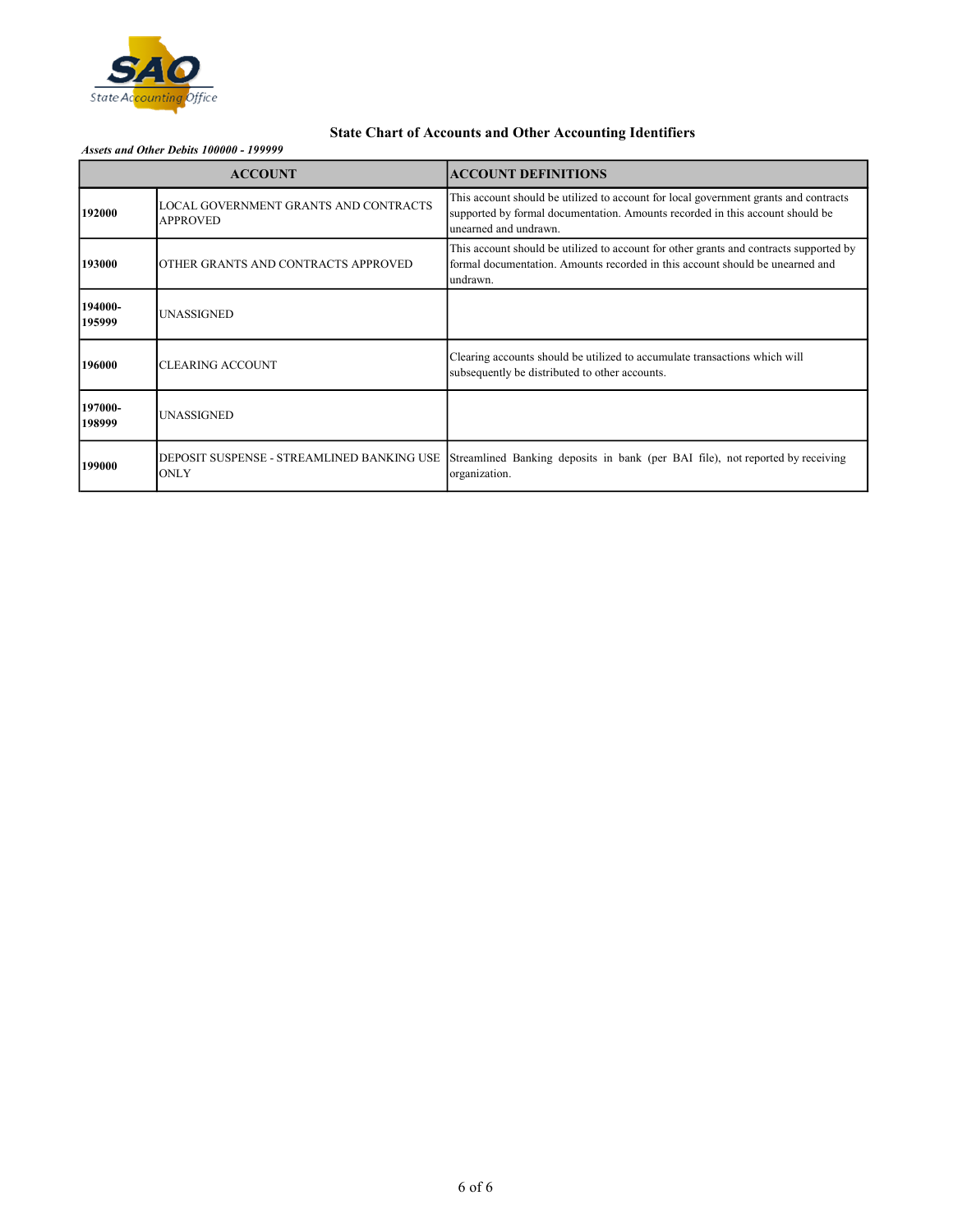## State Chart of Accounts and Other Accounting Identifiers

*Assets and Other Debits 100000 - 199999*

| ACCOUNT | | ACCOUNT DEFINITIONS |
|---|---|---|
| **192000** | LOCAL GOVERNMENT GRANTS AND CONTRACTS APPROVED | This account should be utilized to account for local government grants and contracts supported by formal documentation. Amounts recorded in this account should be unearned and undrawn. |
| **193000** | OTHER GRANTS AND CONTRACTS APPROVED | This account should be utilized to account for other grants and contracts supported by formal documentation. Amounts recorded in this account should be unearned and undrawn. |
| **194000-195999** | UNASSIGNED | |
| **196000** | CLEARING ACCOUNT | Clearing accounts should be utilized to accumulate transactions which will subsequently be distributed to other accounts. |
| **197000-198999** | UNASSIGNED | |
| **199000** | DEPOSIT SUSPENSE - STREAMLINED BANKING USE ONLY | Streamlined Banking deposits in bank (per BAI file), not reported by receiving organization. |